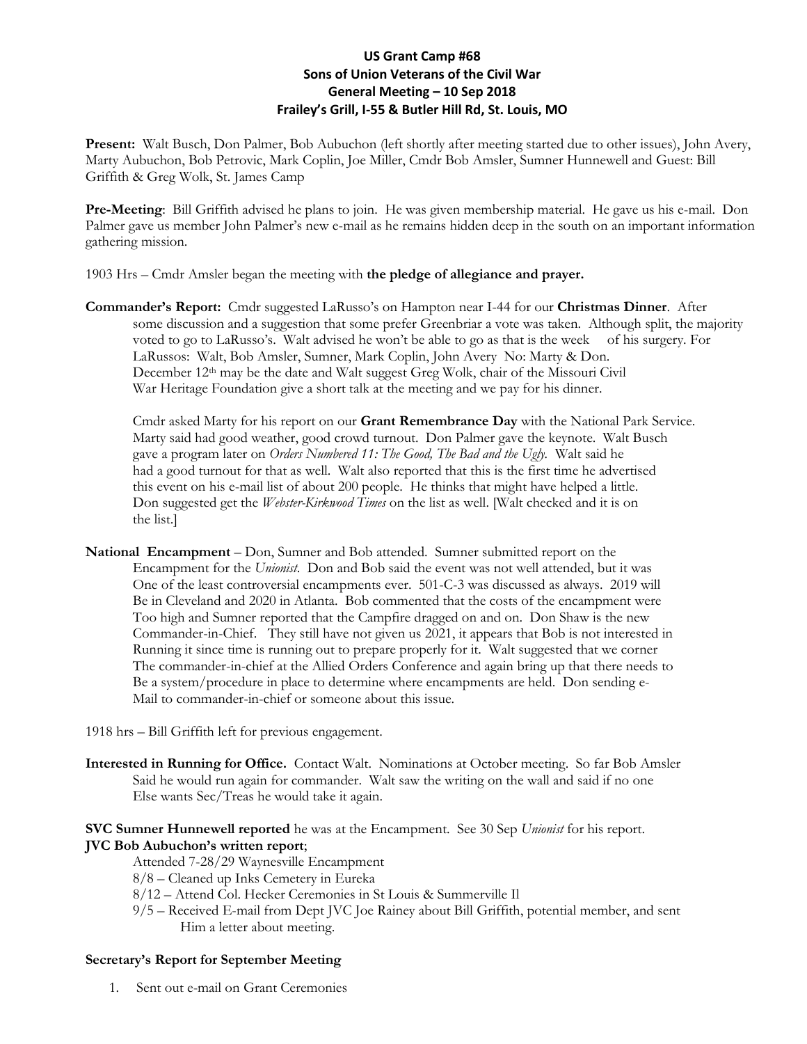**US Grant Camp #68**
**Sons of Union Veterans of the Civil War**
**General Meeting – 10 Sep 2018**
**Frailey's Grill, I-55 & Butler Hill Rd, St. Louis, MO**

**Present:** Walt Busch, Don Palmer, Bob Aubuchon (left shortly after meeting started due to other issues), John Avery, Marty Aubuchon, Bob Petrovic, Mark Coplin, Joe Miller, Cmdr Bob Amsler, Sumner Hunnewell and Guest: Bill Griffith & Greg Wolk, St. James Camp

**Pre-Meeting**: Bill Griffith advised he plans to join. He was given membership material. He gave us his e-mail. Don Palmer gave us member John Palmer's new e-mail as he remains hidden deep in the south on an important information gathering mission.

1903 Hrs – Cmdr Amsler began the meeting with **the pledge of allegiance and prayer.**

**Commander's Report:** Cmdr suggested LaRusso's on Hampton near I-44 for our **Christmas Dinner**. After some discussion and a suggestion that some prefer Greenbriar a vote was taken. Although split, the majority voted to go to LaRusso's. Walt advised he won't be able to go as that is the week of his surgery. For LaRussos: Walt, Bob Amsler, Sumner, Mark Coplin, John Avery No: Marty & Don. December 12th may be the date and Walt suggest Greg Wolk, chair of the Missouri Civil War Heritage Foundation give a short talk at the meeting and we pay for his dinner.

Cmdr asked Marty for his report on our **Grant Remembrance Day** with the National Park Service. Marty said had good weather, good crowd turnout. Don Palmer gave the keynote. Walt Busch gave a program later on *Orders Numbered 11: The Good, The Bad and the Ugly*. Walt said he had a good turnout for that as well. Walt also reported that this is the first time he advertised this event on his e-mail list of about 200 people. He thinks that might have helped a little. Don suggested get the *Webster-Kirkwood Times* on the list as well. [Walt checked and it is on the list.]

**National Encampment** – Don, Sumner and Bob attended. Sumner submitted report on the Encampment for the *Unionist*. Don and Bob said the event was not well attended, but it was One of the least controversial encampments ever. 501-C-3 was discussed as always. 2019 will Be in Cleveland and 2020 in Atlanta. Bob commented that the costs of the encampment were Too high and Sumner reported that the Campfire dragged on and on. Don Shaw is the new Commander-in-Chief. They still have not given us 2021, it appears that Bob is not interested in Running it since time is running out to prepare properly for it. Walt suggested that we corner The commander-in-chief at the Allied Orders Conference and again bring up that there needs to Be a system/procedure in place to determine where encampments are held. Don sending e-Mail to commander-in-chief or someone about this issue.

1918 hrs – Bill Griffith left for previous engagement.

**Interested in Running for Office.** Contact Walt. Nominations at October meeting. So far Bob Amsler Said he would run again for commander. Walt saw the writing on the wall and said if no one Else wants Sec/Treas he would take it again.

**SVC Sumner Hunnewell reported** he was at the Encampment. See 30 Sep *Unionist* for his report.

**JVC Bob Aubuchon's written report**;

Attended 7-28/29 Waynesville Encampment
8/8 – Cleaned up Inks Cemetery in Eureka
8/12 – Attend Col. Hecker Ceremonies in St Louis & Summerville Il
9/5 – Received E-mail from Dept JVC Joe Rainey about Bill Griffith, potential member, and sent Him a letter about meeting.

**Secretary's Report for September Meeting**

1. Sent out e-mail on Grant Ceremonies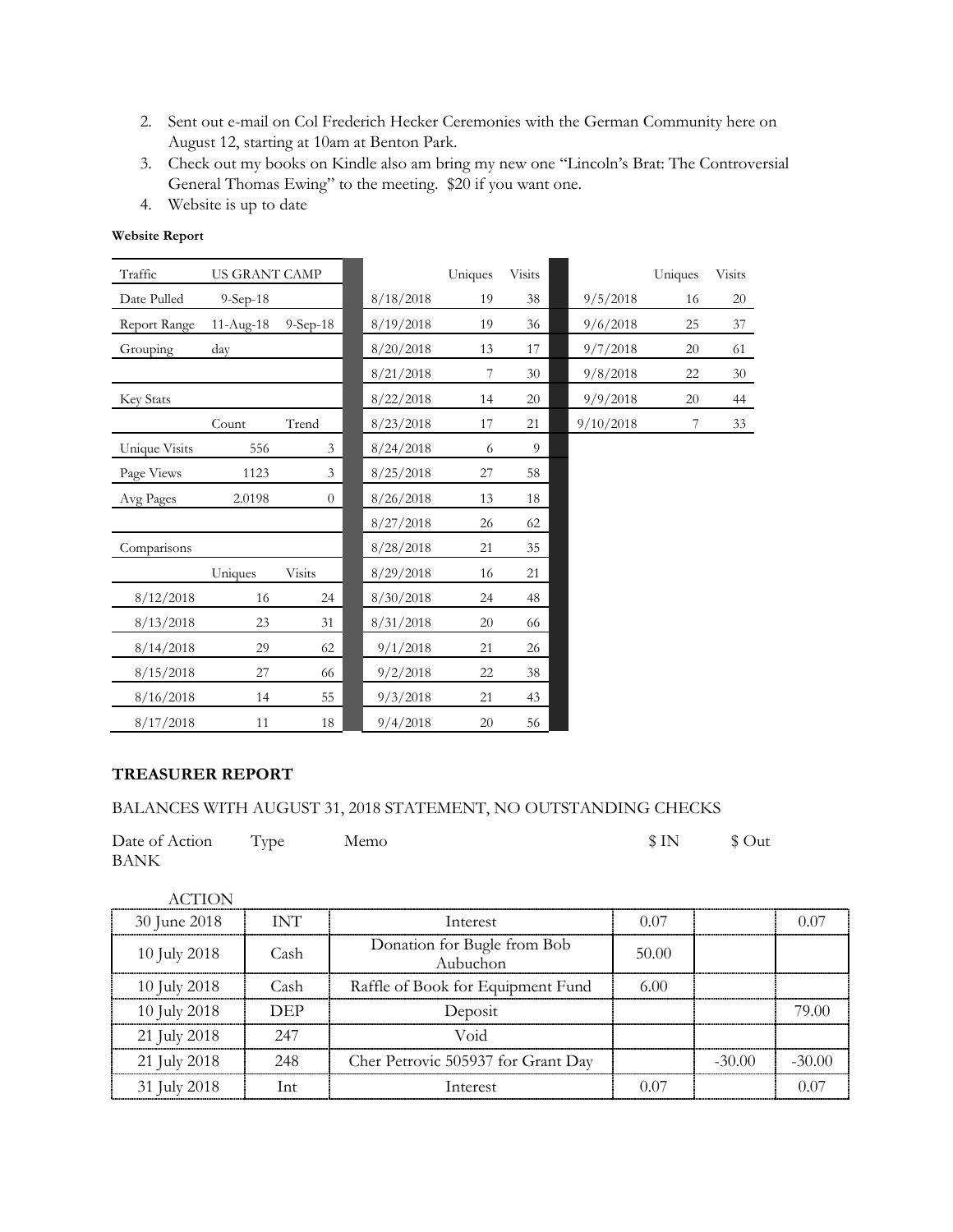2. Sent out e-mail on Col Frederich Hecker Ceremonies with the German Community here on August 12, starting at 10am at Benton Park.
3. Check out my books on Kindle also am bring my new one "Lincoln's Brat: The Controversial General Thomas Ewing" to the meeting. $20 if you want one.
4. Website is up to date

**Website Report**

| Traffic | US GRANT CAMP | |
|---|---|---|
| Date Pulled | 9-Sep-18 | |
| Report Range | 11-Aug-18 | 9-Sep-18 |
| Grouping | day | |
| | | |
| Key Stats | | |
| | Count | Trend |
| Unique Visits | 556 | 3 |
| Page Views | 1123 | 3 |
| Avg Pages | 2.0198 | 0 |
| | | |
| Comparisons | | |
| | Uniques | Visits |
| 8/12/2018 | 16 | 24 |
| 8/13/2018 | 23 | 31 |
| 8/14/2018 | 29 | 62 |
| 8/15/2018 | 27 | 66 |
| 8/16/2018 | 14 | 55 |
| 8/17/2018 | 11 | 18 |

| | Uniques | Visits |
|---|---|---|
| 8/18/2018 | 19 | 38 |
| 8/19/2018 | 19 | 36 |
| 8/20/2018 | 13 | 17 |
| 8/21/2018 | 7 | 30 |
| 8/22/2018 | 14 | 20 |
| 8/23/2018 | 17 | 21 |
| 8/24/2018 | 6 | 9 |
| 8/25/2018 | 27 | 58 |
| 8/26/2018 | 13 | 18 |
| 8/27/2018 | 26 | 62 |
| 8/28/2018 | 21 | 35 |
| 8/29/2018 | 16 | 21 |
| 8/30/2018 | 24 | 48 |
| 8/31/2018 | 20 | 66 |
| 9/1/2018 | 21 | 26 |
| 9/2/2018 | 22 | 38 |
| 9/3/2018 | 21 | 43 |
| 9/4/2018 | 20 | 56 |

| | Uniques | Visits |
|---|---|---|
| 9/5/2018 | 16 | 20 |
| 9/6/2018 | 25 | 37 |
| 9/7/2018 | 20 | 61 |
| 9/8/2018 | 22 | 30 |
| 9/9/2018 | 20 | 44 |
| 9/10/2018 | 7 | 33 |

**TREASURER REPORT**

BALANCES WITH AUGUST 31, 2018 STATEMENT, NO OUTSTANDING CHECKS

| Date of Action | Type | Memo | $ IN | $ Out | BANK ACTION |
|---|---|---|---|---|---|
| 30 June 2018 | INT | Interest | 0.07 | | 0.07 |
| 10 July 2018 | Cash | Donation for Bugle from Bob Aubuchon | 50.00 | | |
| 10 July 2018 | Cash | Raffle of Book for Equipment Fund | 6.00 | | |
| 10 July 2018 | DEP | Deposit | | | 79.00 |
| 21 July 2018 | 247 | Void | | | |
| 21 July 2018 | 248 | Cher Petrovic 505937 for Grant Day | | -30.00 | -30.00 |
| 31 July 2018 | Int | Interest | 0.07 | | 0.07 |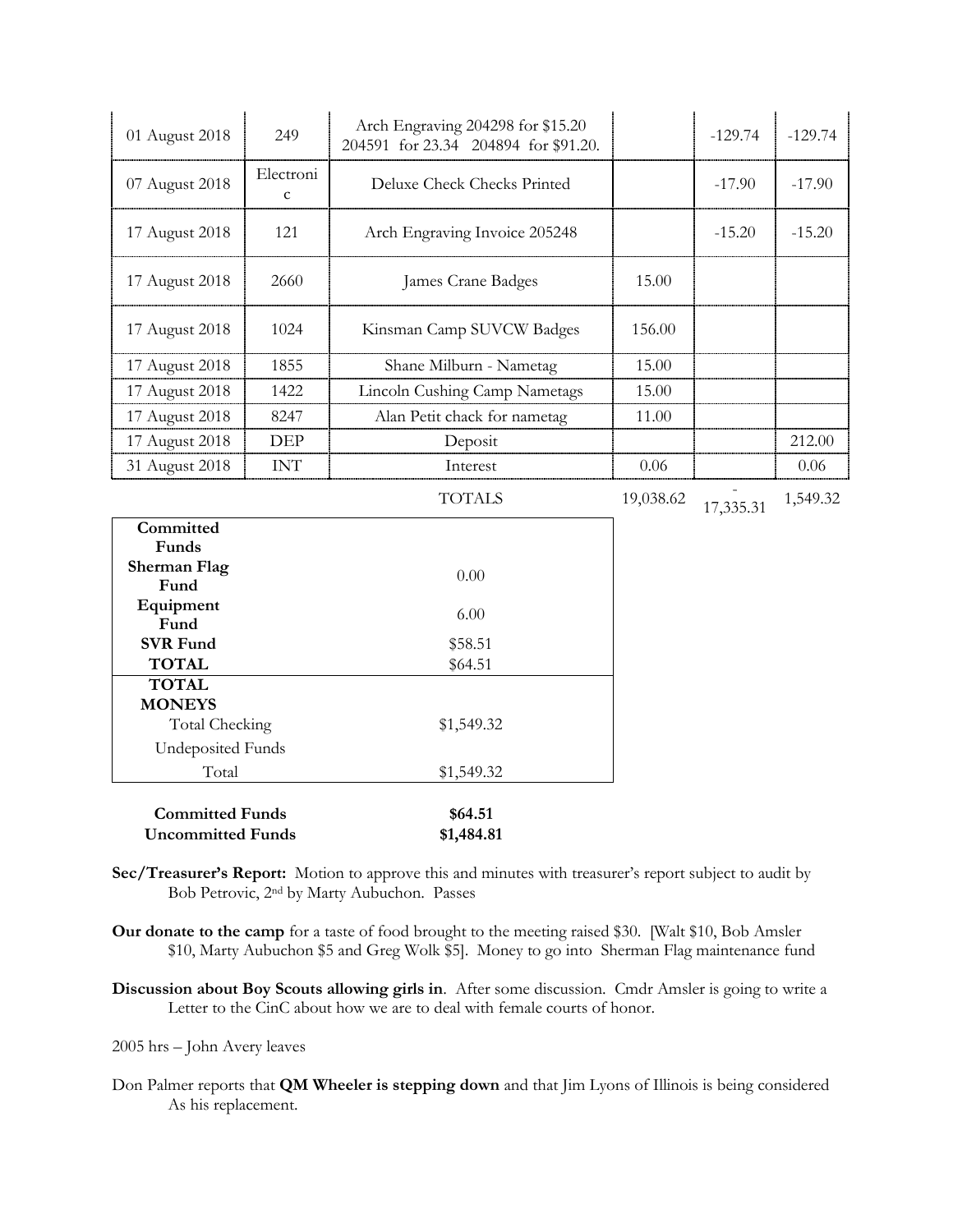| | | | | | |
|---|---|---|---|---|---|
| 01 August 2018 | 249 | Arch Engraving 204298 for $15.20 204591 for 23.34 204894 for $91.20. | | -129.74 | -129.74 |
| 07 August 2018 | Electronic | Deluxe Check Checks Printed | | -17.90 | -17.90 |
| 17 August 2018 | 121 | Arch Engraving Invoice 205248 | | -15.20 | -15.20 |
| 17 August 2018 | 2660 | James Crane Badges | 15.00 | | |
| 17 August 2018 | 1024 | Kinsman Camp SUVCW Badges | 156.00 | | |
| 17 August 2018 | 1855 | Shane Milburn - Nametag | 15.00 | | |
| 17 August 2018 | 1422 | Lincoln Cushing Camp Nametags | 15.00 | | |
| 17 August 2018 | 8247 | Alan Petit chack for nametag | 11.00 | | |
| 17 August 2018 | DEP | Deposit | | | 212.00 |
| 31 August 2018 | INT | Interest | 0.06 | | 0.06 |
| | | TOTALS | 19,038.62 | -17,335.31 | 1,549.32 |

| Committed Funds | |
|---|---|
| Sherman Flag Fund | 0.00 |
| Equipment Fund | 6.00 |
| SVR Fund | $58.51 |
| TOTAL | $64.51 |
| **TOTAL MONEYS** | |
| Total Checking | $1,549.32 |
| Undeposited Funds | |
| Total | $1,549.32 |

| | |
|---|---|
| **Committed Funds** | **$64.51** |
| **Uncommitted Funds** | **$1,484.81** |

**Sec/Treasurer's Report:** Motion to approve this and minutes with treasurer's report subject to audit by Bob Petrovic, 2nd by Marty Aubuchon. Passes

**Our donate to the camp** for a taste of food brought to the meeting raised $30. [Walt $10, Bob Amsler $10, Marty Aubuchon $5 and Greg Wolk $5]. Money to go into Sherman Flag maintenance fund

**Discussion about Boy Scouts allowing girls in**. After some discussion. Cmdr Amsler is going to write a Letter to the CinC about how we are to deal with female courts of honor.

2005 hrs – John Avery leaves

Don Palmer reports that **QM Wheeler is stepping down** and that Jim Lyons of Illinois is being considered As his replacement.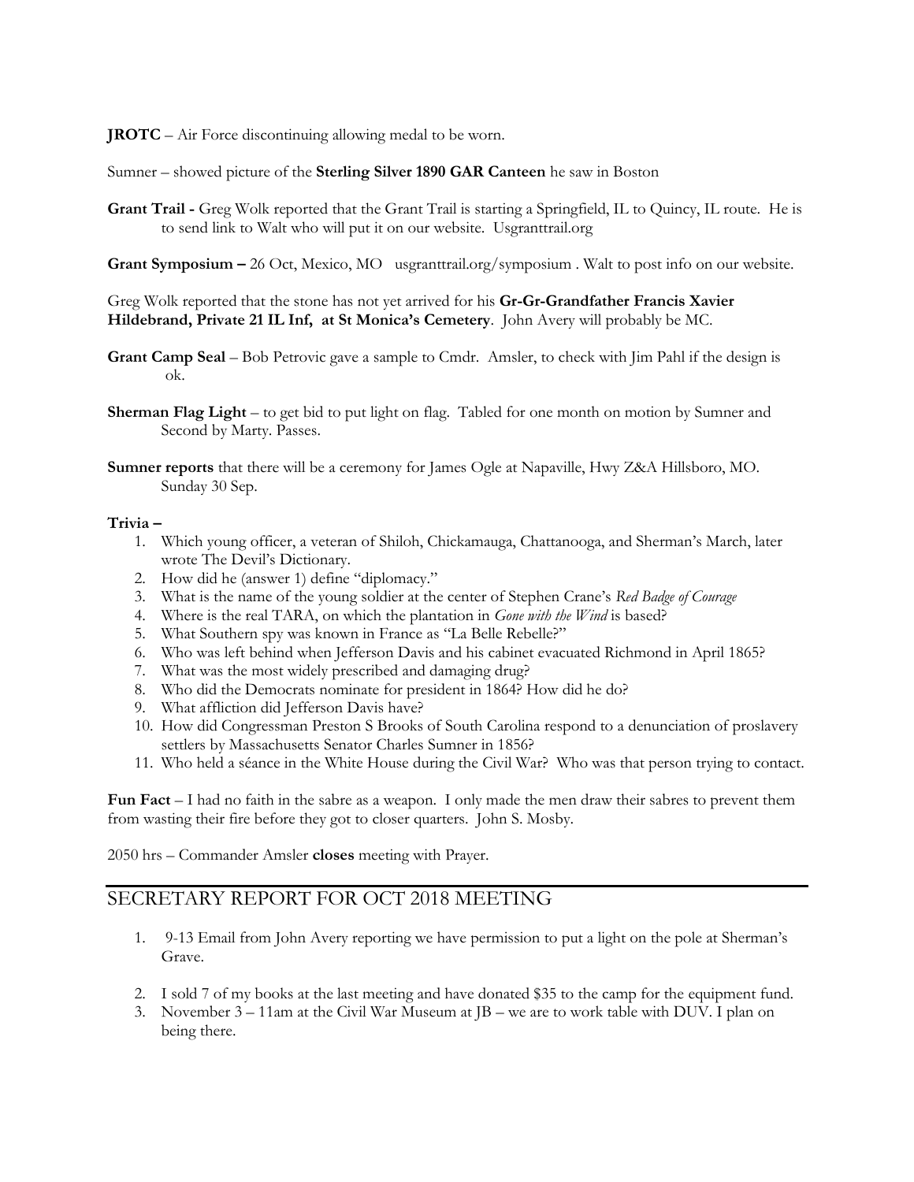**JROTC** – Air Force discontinuing allowing medal to be worn.

Sumner – showed picture of the **Sterling Silver 1890 GAR Canteen** he saw in Boston

**Grant Trail -** Greg Wolk reported that the Grant Trail is starting a Springfield, IL to Quincy, IL route. He is to send link to Walt who will put it on our website. Usgranttrail.org

**Grant Symposium –** 26 Oct, Mexico, MO usgranttrail.org/symposium . Walt to post info on our website.

Greg Wolk reported that the stone has not yet arrived for his **Gr-Gr-Grandfather Francis Xavier Hildebrand, Private 21 IL Inf, at St Monica's Cemetery**. John Avery will probably be MC.

**Grant Camp Seal** – Bob Petrovic gave a sample to Cmdr. Amsler, to check with Jim Pahl if the design is ok.

**Sherman Flag Light** – to get bid to put light on flag. Tabled for one month on motion by Sumner and Second by Marty. Passes.

**Sumner reports** that there will be a ceremony for James Ogle at Napaville, Hwy Z&A Hillsboro, MO. Sunday 30 Sep.

**Trivia –**

1. Which young officer, a veteran of Shiloh, Chickamauga, Chattanooga, and Sherman's March, later wrote The Devil's Dictionary.
2. How did he (answer 1) define "diplomacy."
3. What is the name of the young soldier at the center of Stephen Crane's *Red Badge of Courage*
4. Where is the real TARA, on which the plantation in *Gone with the Wind* is based?
5. What Southern spy was known in France as "La Belle Rebelle?"
6. Who was left behind when Jefferson Davis and his cabinet evacuated Richmond in April 1865?
7. What was the most widely prescribed and damaging drug?
8. Who did the Democrats nominate for president in 1864? How did he do?
9. What affliction did Jefferson Davis have?
10. How did Congressman Preston S Brooks of South Carolina respond to a denunciation of proslavery settlers by Massachusetts Senator Charles Sumner in 1856?
11. Who held a séance in the White House during the Civil War? Who was that person trying to contact.

**Fun Fact** – I had no faith in the sabre as a weapon. I only made the men draw their sabres to prevent them from wasting their fire before they got to closer quarters. John S. Mosby.

2050 hrs – Commander Amsler **closes** meeting with Prayer.

## SECRETARY REPORT FOR OCT 2018 MEETING

1. 9-13 Email from John Avery reporting we have permission to put a light on the pole at Sherman's Grave.
2. I sold 7 of my books at the last meeting and have donated $35 to the camp for the equipment fund.
3. November 3 – 11am at the Civil War Museum at JB – we are to work table with DUV. I plan on being there.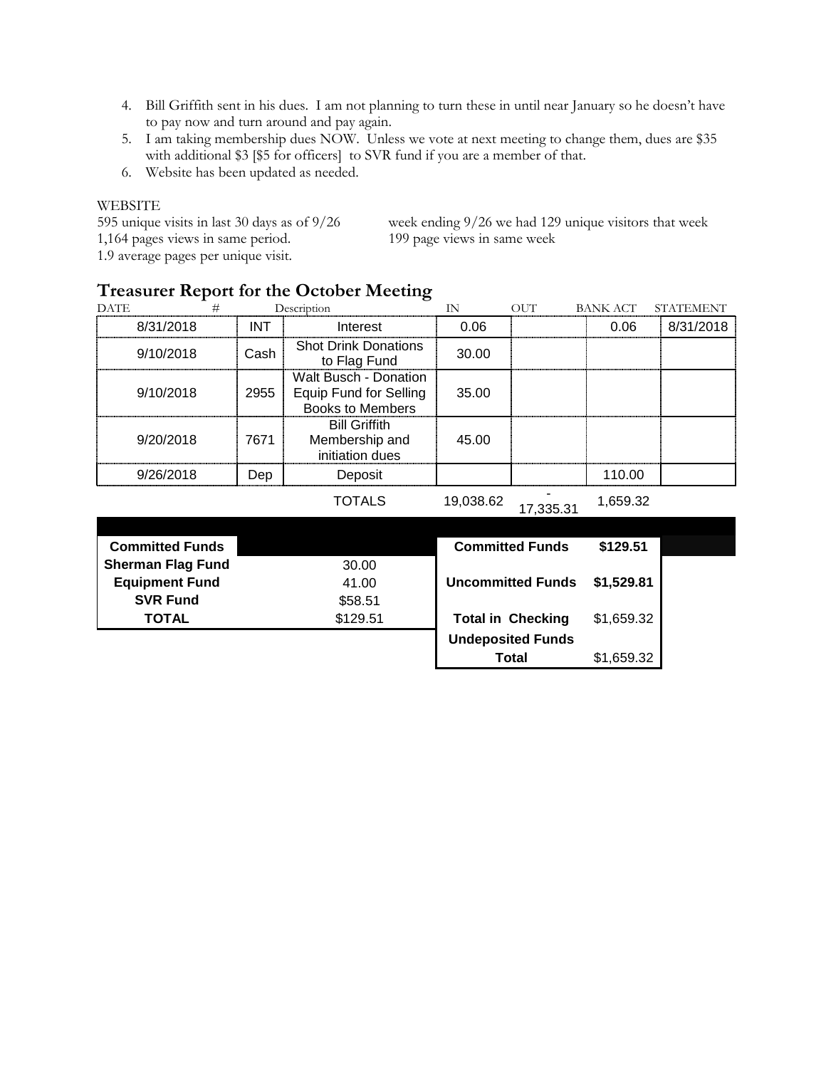4. Bill Griffith sent in his dues. I am not planning to turn these in until near January so he doesn't have to pay now and turn around and pay again.
5. I am taking membership dues NOW. Unless we vote at next meeting to change them, dues are $35 with additional $3 [$5 for officers] to SVR fund if you are a member of that.
6. Website has been updated as needed.

WEBSITE

595 unique visits in last 30 days as of 9/26
1,164 pages views in same period.
1.9 average pages per unique visit.

week ending 9/26 we had 129 unique visitors that week
199 page views in same week

## Treasurer Report for the October Meeting

| DATE | # | Description | IN | OUT | BANK ACT | STATEMENT |
|---|---|---|---|---|---|---|
| 8/31/2018 | INT | Interest | 0.06 | | 0.06 | 8/31/2018 |
| 9/10/2018 | Cash | Shot Drink Donations to Flag Fund | 30.00 | | | |
| 9/10/2018 | 2955 | Walt Busch - Donation Equip Fund for Selling Books to Members | 35.00 | | | |
| 9/20/2018 | 7671 | Bill Griffith Membership and initiation dues | 45.00 | | | |
| 9/26/2018 | Dep | Deposit | | | 110.00 | |
| | | TOTALS | 19,038.62 | -17,335.31 | 1,659.32 | |

| Committed Funds | |
|---|---|
| Sherman Flag Fund | 30.00 |
| Equipment Fund | 41.00 |
| SVR Fund | $58.51 |
| TOTAL | $129.51 |

| | |
|---|---|
| Committed Funds | $129.51 |
| Uncommitted Funds | $1,529.81 |
| Total in Checking | $1,659.32 |
| Undeposited Funds | |
| Total | $1,659.32 |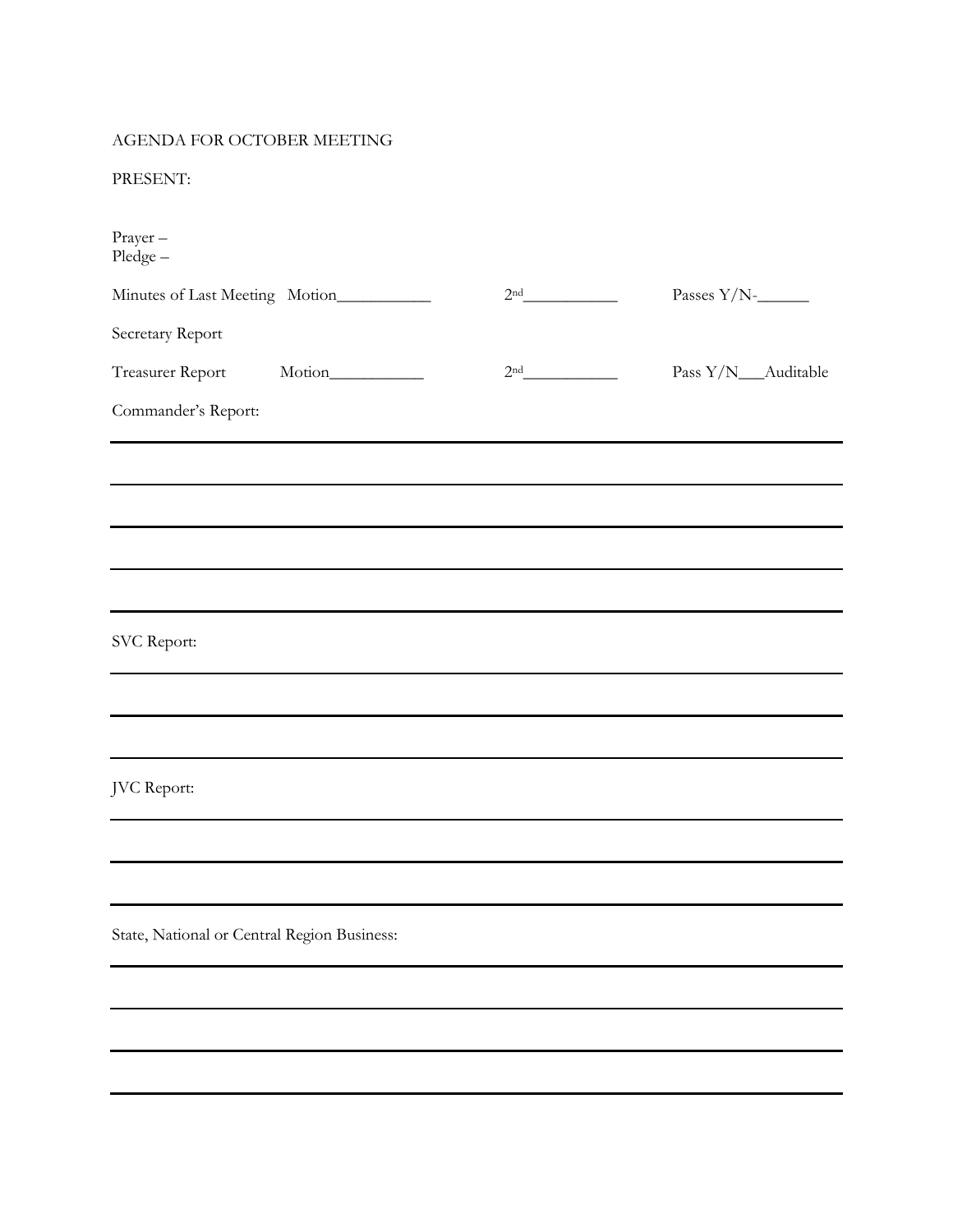AGENDA FOR OCTOBER MEETING

PRESENT:

Prayer –
Pledge –

Minutes of Last Meeting Motion___________ 2nd___________ Passes Y/N-______

Secretary Report

Treasurer Report Motion___________ 2nd___________ Pass Y/N___Auditable

Commander's Report:

SVC Report:

JVC Report:

State, National or Central Region Business: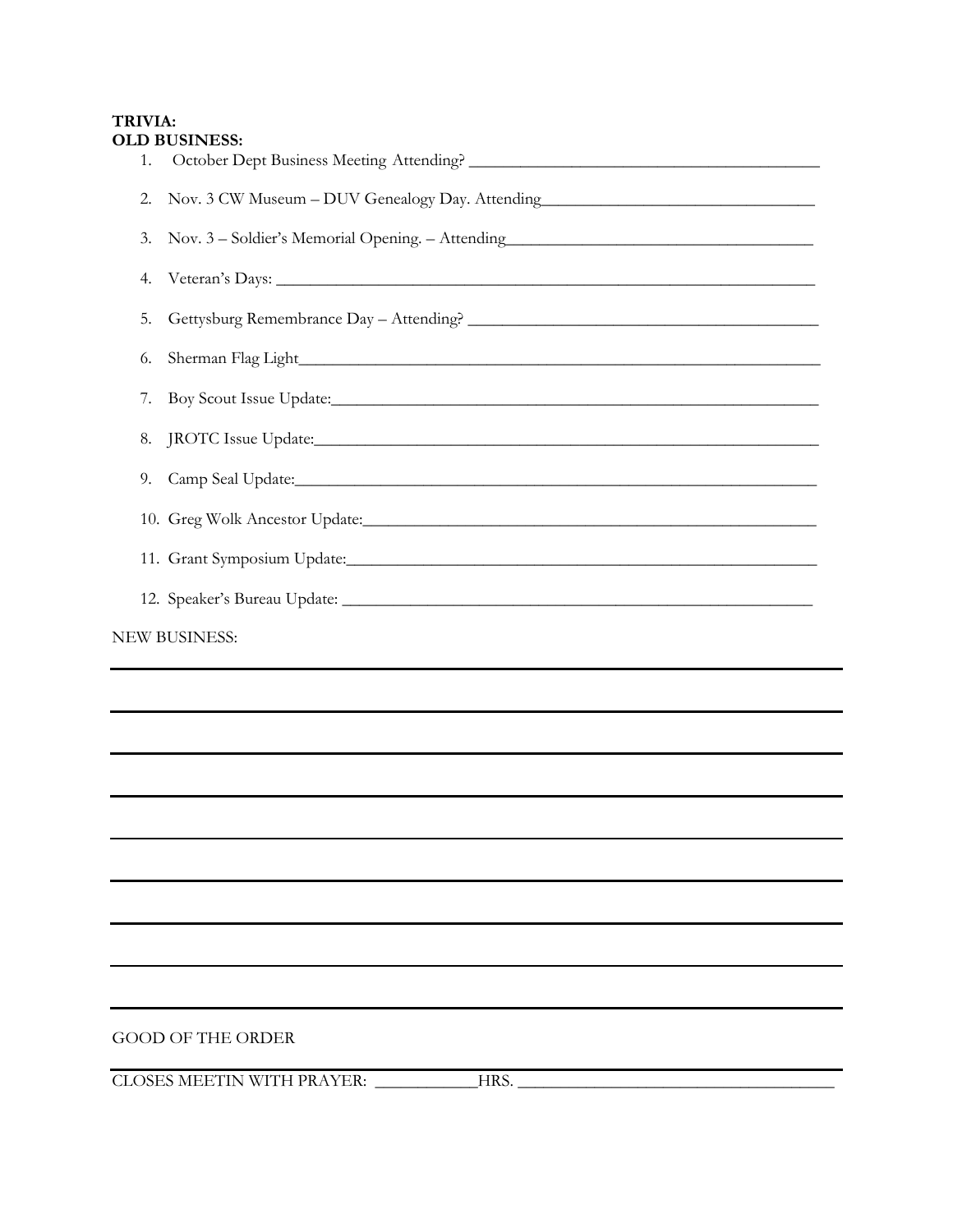**TRIVIA:**

**OLD BUSINESS:**

1. October Dept Business Meeting Attending? ________________________________________
2. Nov. 3 CW Museum – DUV Genealogy Day. Attending________________________________
3. Nov. 3 – Soldier's Memorial Opening. – Attending____________________________________
4. Veteran's Days: _________________________________________________________________
5. Gettysburg Remembrance Day – Attending? ________________________________________
6. Sherman Flag Light______________________________________________________________
7. Boy Scout Issue Update:__________________________________________________________
8. JROTC Issue Update:_____________________________________________________________
9. Camp Seal Update:_______________________________________________________________
10. Greg Wolk Ancestor Update:_____________________________________________________
11. Grant Symposium Update:________________________________________________________
12. Speaker's Bureau Update: ________________________________________________________

NEW BUSINESS:

GOOD OF THE ORDER

CLOSES MEETIN WITH PRAYER: ____________HRS. ____________________________________